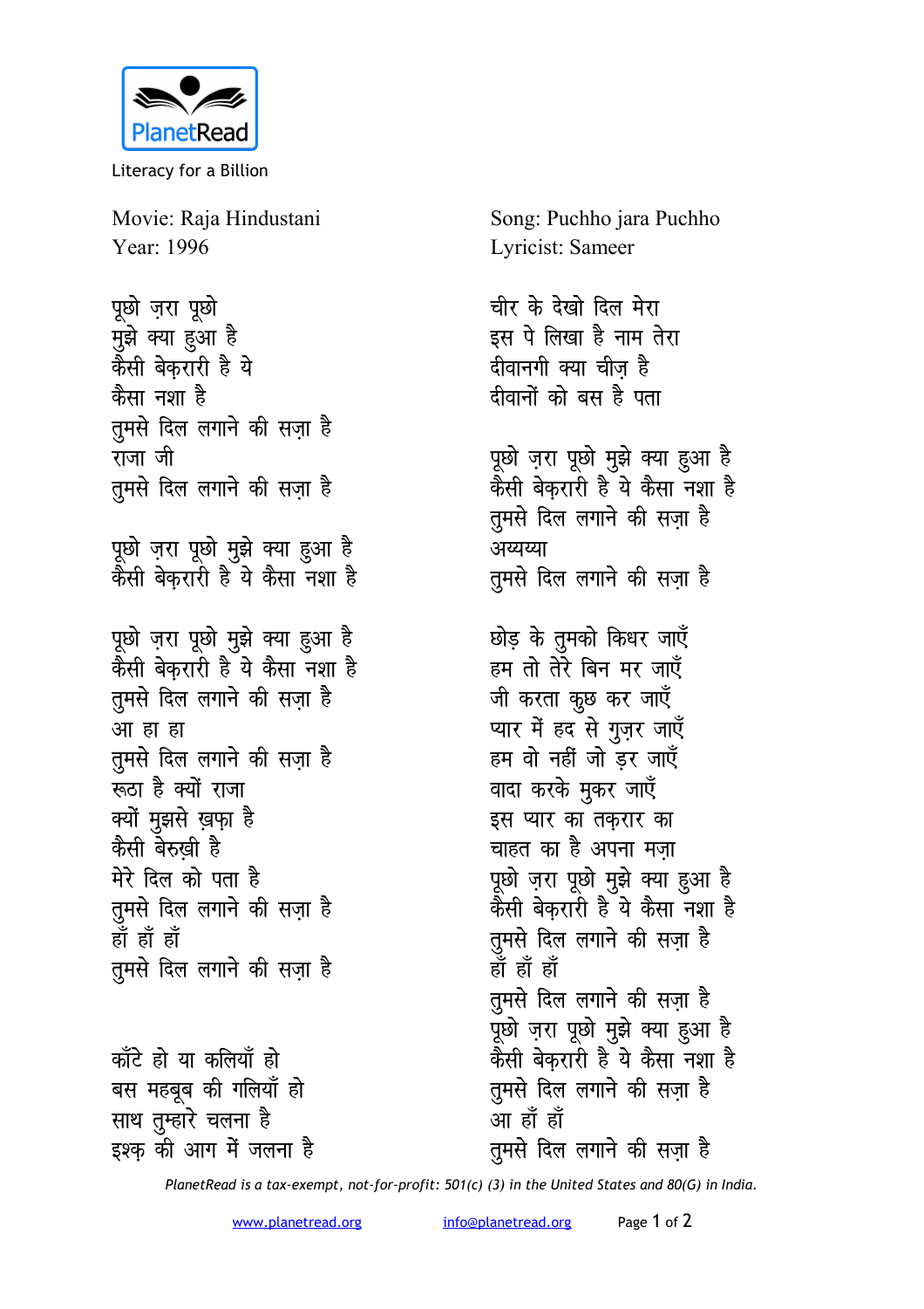Literacy for a Billion

Movie: Raja Hindustani
Year: 1996

Song: Puchho jara Puchho
Lyricist: Sameer

पूछो ज़रा पूछो
मुझे क्या हुआ है
कैसी बेक़रारी है ये
कैसा नशा है
तुमसे दिल लगाने की सज़ा है
राजा जी
तुमसे दिल लगाने की सज़ा है

पूछो ज़रा पूछो मुझे क्या हुआ है
कैसी बेक़रारी है ये कैसा नशा है

पूछो ज़रा पूछो मुझे क्या हुआ है
कैसी बेक़रारी है ये कैसा नशा है
तुमसे दिल लगाने की सज़ा है
आ हा हा
तुमसे दिल लगाने की सज़ा है
रूठा है क्यों राजा
क्यों मुझसे ख़फ़ा है
कैसी बेरुख़ी है
मेरे दिल को पता है
तुमसे दिल लगाने की सज़ा है
हाँ हाँ हाँ
तुमसे दिल लगाने की सज़ा है

काँटे हो या कलियाँ हो
बस महबूब की गलियाँ हो
साथ तुम्हारे चलना है
इश्क़ की आग में जलना है

चीर के देखो दिल मेरा
इस पे लिखा है नाम तेरा
दीवानगी क्या चीज़ है
दीवानों को बस है पता

पूछो ज़रा पूछो मुझे क्या हुआ है
कैसी बेक़रारी है ये कैसा नशा है
तुमसे दिल लगाने की सज़ा है
अय्यय्या
तुमसे दिल लगाने की सज़ा है

छोड़ के तुमको किधर जाएँ
हम तो तेरे बिन मर जाएँ
जी करता कुछ कर जाएँ
प्यार में हद से गुज़र जाएँ
हम वो नहीं जो ड़र जाएँ
वादा करके मुकर जाएँ
इस प्यार का तक़रार का
चाहत का है अपना मज़ा
पूछो ज़रा पूछो मुझे क्या हुआ है
कैसी बेक़रारी है ये कैसा नशा है
तुमसे दिल लगाने की सज़ा है
हाँ हाँ हाँ
तुमसे दिल लगाने की सज़ा है
पूछो ज़रा पूछो मुझे क्या हुआ है
कैसी बेक़रारी है ये कैसा नशा है
तुमसे दिल लगाने की सज़ा है
आ हाँ हाँ
तुमसे दिल लगाने की सज़ा है

*PlanetRead is a tax-exempt, not-for-profit: 501(c) (3) in the United States and 80(G) in India.*

www.planetread.org info@planetread.org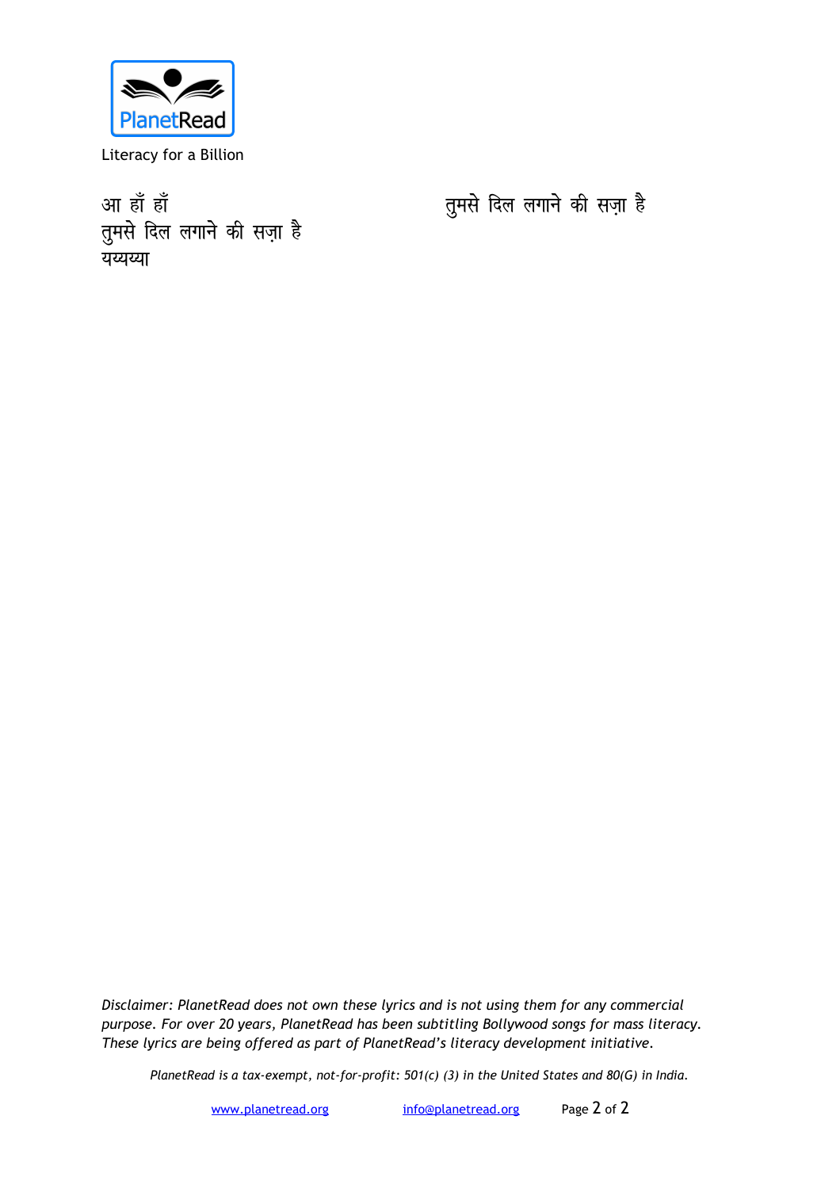आ हाँ हाँ
तुमसे दिल लगाने की सज़ा है
यय्यय्या

तुमसे दिल लगाने की सज़ा है

*Disclaimer: PlanetRead does not own these lyrics and is not using them for any commercial purpose. For over 20 years, PlanetRead has been subtitling Bollywood songs for mass literacy. These lyrics are being offered as part of PlanetRead's literacy development initiative.*

*PlanetRead is a tax-exempt, not-for-profit: 501(c) (3) in the United States and 80(G) in India.*

www.planetread.org info@planetread.org